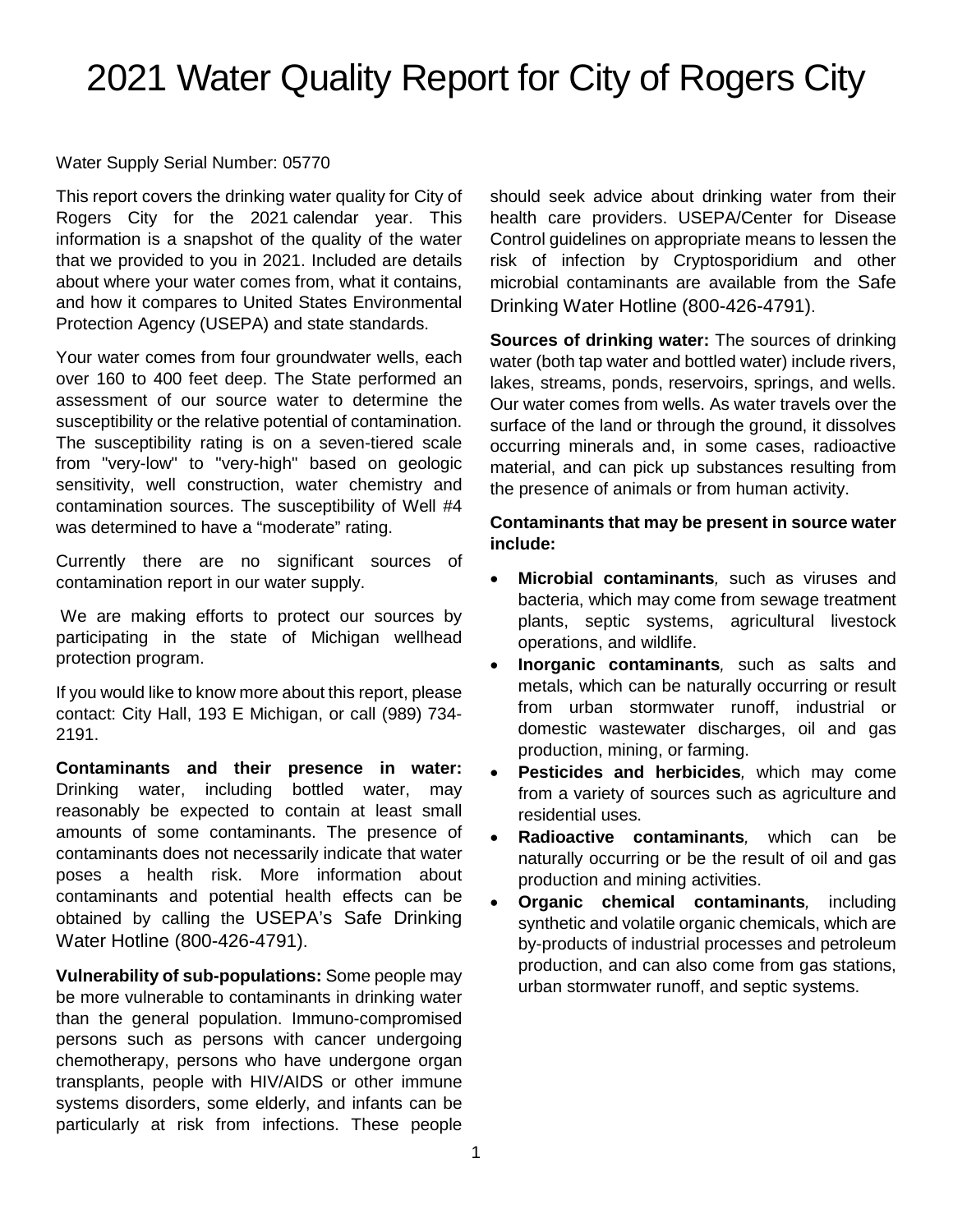# 2021 Water Quality Report for City of Rogers City

Water Supply Serial Number: 05770

This report covers the drinking water quality for City of Rogers City for the 2021 calendar year. This information is a snapshot of the quality of the water that we provided to you in 2021. Included are details about where your water comes from, what it contains, and how it compares to United States Environmental Protection Agency (USEPA) and state standards.

Your water comes from four groundwater wells, each over 160 to 400 feet deep. The State performed an assessment of our source water to determine the susceptibility or the relative potential of contamination. The susceptibility rating is on a seven-tiered scale from "very-low" to "very-high" based on geologic sensitivity, well construction, water chemistry and contamination sources. The susceptibility of Well #4 was determined to have a "moderate" rating.

Currently there are no significant sources of contamination report in our water supply.

We are making efforts to protect our sources by participating in the state of Michigan wellhead protection program.

If you would like to know more about this report, please contact: City Hall, 193 E Michigan, or call (989) 734-2191.

**Contaminants and their presence in water:** Drinking water, including bottled water, may reasonably be expected to contain at least small amounts of some contaminants. The presence of contaminants does not necessarily indicate that water poses a health risk. More information about contaminants and potential health effects can be obtained by calling the USEPA's Safe Drinking Water Hotline (800-426-4791).

**Vulnerability of sub-populations:** Some people may be more vulnerable to contaminants in drinking water than the general population. Immuno-compromised persons such as persons with cancer undergoing chemotherapy, persons who have undergone organ transplants, people with HIV/AIDS or other immune systems disorders, some elderly, and infants can be particularly at risk from infections. These people should seek advice about drinking water from their health care providers. USEPA/Center for Disease Control guidelines on appropriate means to lessen the risk of infection by Cryptosporidium and other microbial contaminants are available from the Safe Drinking Water Hotline (800-426-4791).

**Sources of drinking water:** The sources of drinking water (both tap water and bottled water) include rivers, lakes, streams, ponds, reservoirs, springs, and wells. Our water comes from wells. As water travels over the surface of the land or through the ground, it dissolves occurring minerals and, in some cases, radioactive material, and can pick up substances resulting from the presence of animals or from human activity.

**Contaminants that may be present in source water include:**

- ***Microbial contaminants***, such as viruses and bacteria, which may come from sewage treatment plants, septic systems, agricultural livestock operations, and wildlife.
- ***Inorganic contaminants***, such as salts and metals, which can be naturally occurring or result from urban stormwater runoff, industrial or domestic wastewater discharges, oil and gas production, mining, or farming.
- ***Pesticides and herbicides***, which may come from a variety of sources such as agriculture and residential uses.
- ***Radioactive contaminants***, which can be naturally occurring or be the result of oil and gas production and mining activities.
- ***Organic chemical contaminants***, including synthetic and volatile organic chemicals, which are by-products of industrial processes and petroleum production, and can also come from gas stations, urban stormwater runoff, and septic systems.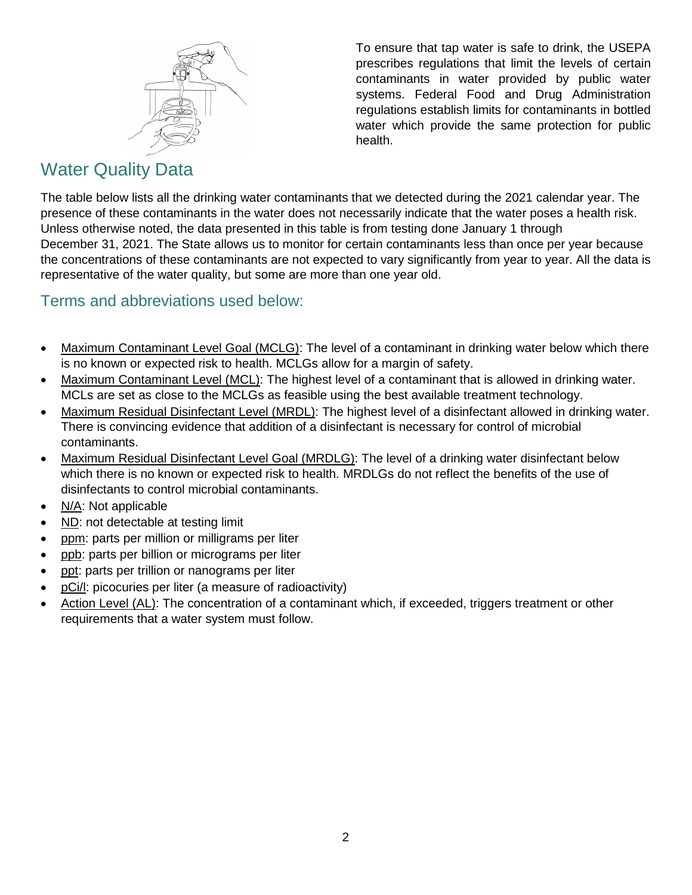To ensure that tap water is safe to drink, the USEPA prescribes regulations that limit the levels of certain contaminants in water provided by public water systems. Federal Food and Drug Administration regulations establish limits for contaminants in bottled water which provide the same protection for public health.

## Water Quality Data

The table below lists all the drinking water contaminants that we detected during the 2021 calendar year. The presence of these contaminants in the water does not necessarily indicate that the water poses a health risk. Unless otherwise noted, the data presented in this table is from testing done January 1 through December 31, 2021. The State allows us to monitor for certain contaminants less than once per year because the concentrations of these contaminants are not expected to vary significantly from year to year. All the data is representative of the water quality, but some are more than one year old.

## Terms and abbreviations used below:

- Maximum Contaminant Level Goal (MCLG): The level of a contaminant in drinking water below which there is no known or expected risk to health. MCLGs allow for a margin of safety.
- Maximum Contaminant Level (MCL): The highest level of a contaminant that is allowed in drinking water. MCLs are set as close to the MCLGs as feasible using the best available treatment technology.
- Maximum Residual Disinfectant Level (MRDL): The highest level of a disinfectant allowed in drinking water. There is convincing evidence that addition of a disinfectant is necessary for control of microbial contaminants.
- Maximum Residual Disinfectant Level Goal (MRDLG): The level of a drinking water disinfectant below which there is no known or expected risk to health. MRDLGs do not reflect the benefits of the use of disinfectants to control microbial contaminants.
- N/A: Not applicable
- ND: not detectable at testing limit
- ppm: parts per million or milligrams per liter
- ppb: parts per billion or micrograms per liter
- ppt: parts per trillion or nanograms per liter
- pCi/l: picocuries per liter (a measure of radioactivity)
- Action Level (AL): The concentration of a contaminant which, if exceeded, triggers treatment or other requirements that a water system must follow.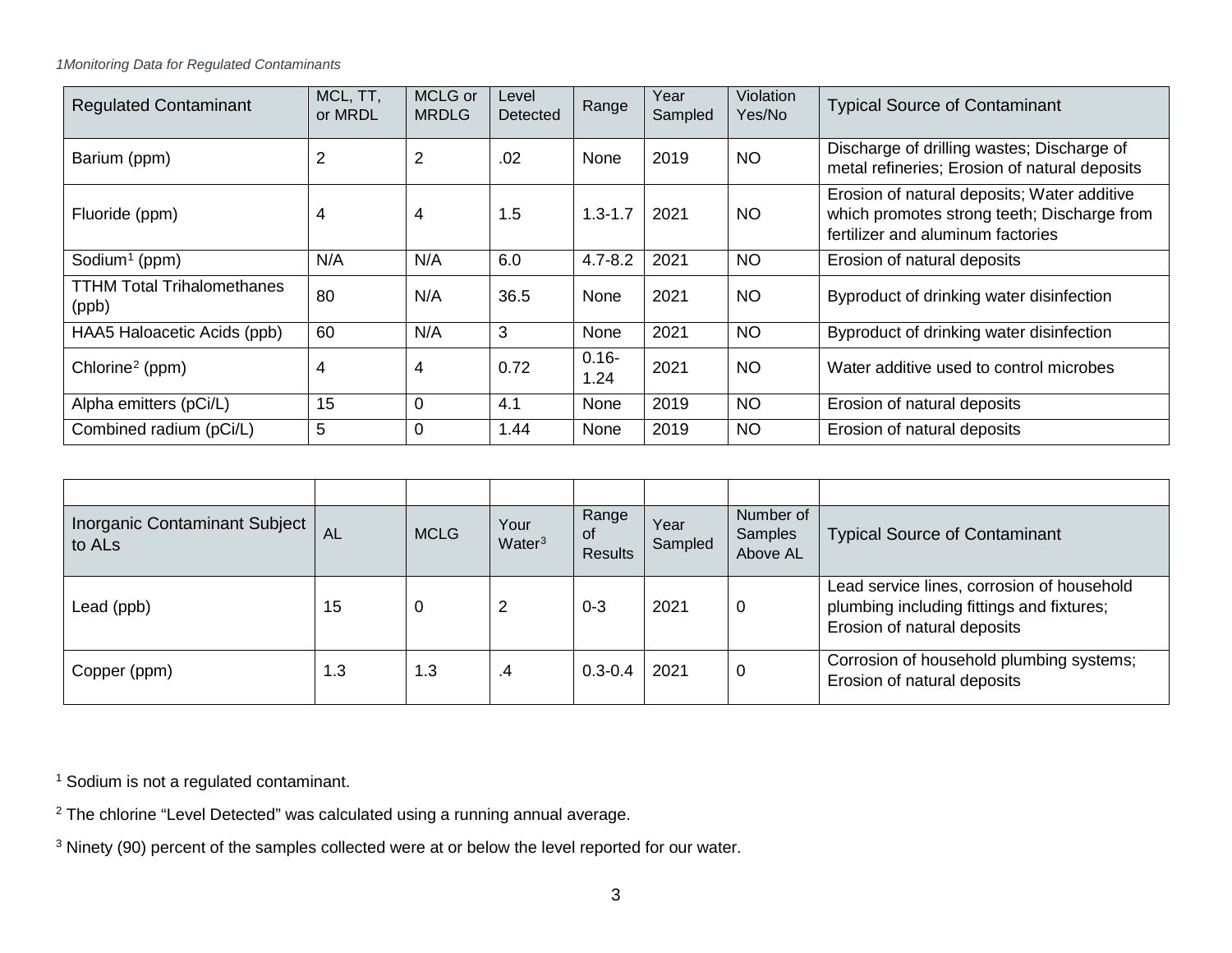*1Monitoring Data for Regulated Contaminants*

| Regulated Contaminant | MCL, TT, or MRDL | MCLG or MRDLG | Level Detected | Range | Year Sampled | Violation Yes/No | Typical Source of Contaminant |
|---|---|---|---|---|---|---|---|
| Barium (ppm) | 2 | 2 | .02 | None | 2019 | NO | Discharge of drilling wastes; Discharge of metal refineries; Erosion of natural deposits |
| Fluoride (ppm) | 4 | 4 | 1.5 | 1.3-1.7 | 2021 | NO | Erosion of natural deposits; Water additive which promotes strong teeth; Discharge from fertilizer and aluminum factories |
| Sodium[1] (ppm) | N/A | N/A | 6.0 | 4.7-8.2 | 2021 | NO | Erosion of natural deposits |
| TTHM Total Trihalomethanes (ppb) | 80 | N/A | 36.5 | None | 2021 | NO | Byproduct of drinking water disinfection |
| HAA5 Haloacetic Acids (ppb) | 60 | N/A | 3 | None | 2021 | NO | Byproduct of drinking water disinfection |
| Chlorine[2] (ppm) | 4 | 4 | 0.72 | 0.16-1.24 | 2021 | NO | Water additive used to control microbes |
| Alpha emitters (pCi/L) | 15 | 0 | 4.1 | None | 2019 | NO | Erosion of natural deposits |
| Combined radium (pCi/L) | 5 | 0 | 1.44 | None | 2019 | NO | Erosion of natural deposits |

| Inorganic Contaminant Subject to ALs | AL | MCLG | Your Water[3] | Range of Results | Year Sampled | Number of Samples Above AL | Typical Source of Contaminant |
|---|---|---|---|---|---|---|---|
| Lead (ppb) | 15 | 0 | 2 | 0-3 | 2021 | 0 | Lead service lines, corrosion of household plumbing including fittings and fixtures; Erosion of natural deposits |
| Copper (ppm) | 1.3 | 1.3 | .4 | 0.3-0.4 | 2021 | 0 | Corrosion of household plumbing systems; Erosion of natural deposits |

[1] Sodium is not a regulated contaminant.

[2] The chlorine "Level Detected" was calculated using a running annual average.

[3] Ninety (90) percent of the samples collected were at or below the level reported for our water.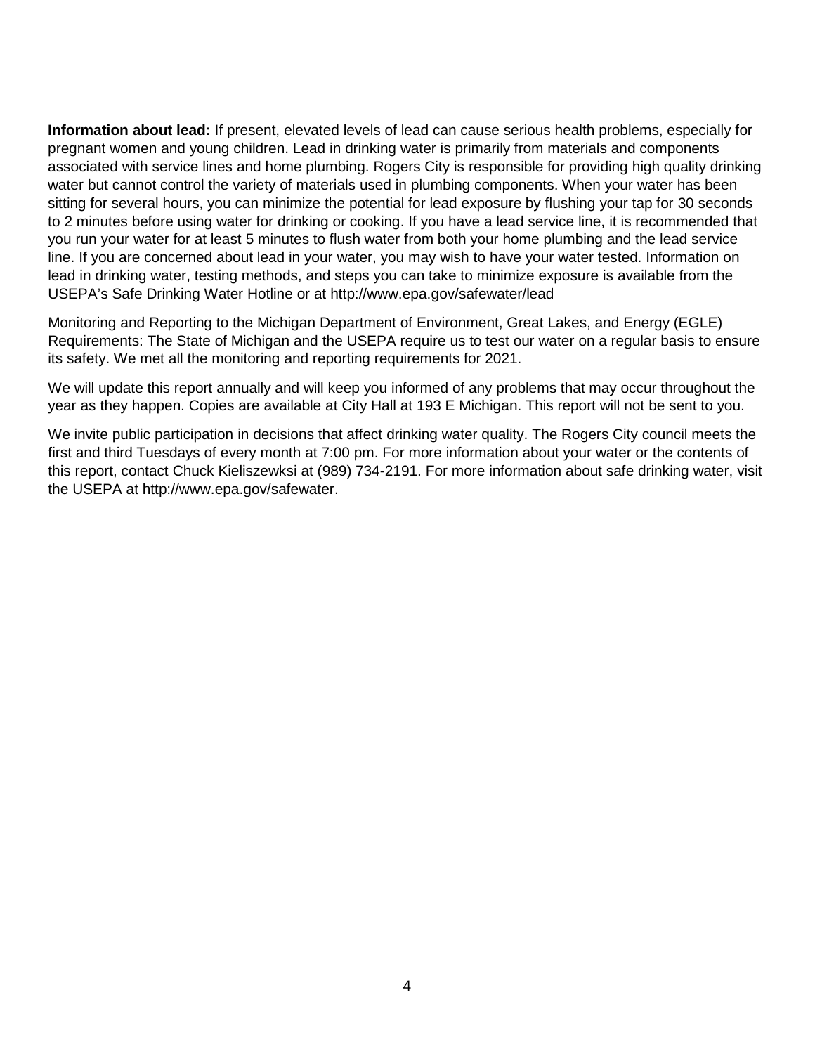**Information about lead:** If present, elevated levels of lead can cause serious health problems, especially for pregnant women and young children. Lead in drinking water is primarily from materials and components associated with service lines and home plumbing. Rogers City is responsible for providing high quality drinking water but cannot control the variety of materials used in plumbing components. When your water has been sitting for several hours, you can minimize the potential for lead exposure by flushing your tap for 30 seconds to 2 minutes before using water for drinking or cooking. If you have a lead service line, it is recommended that you run your water for at least 5 minutes to flush water from both your home plumbing and the lead service line. If you are concerned about lead in your water, you may wish to have your water tested. Information on lead in drinking water, testing methods, and steps you can take to minimize exposure is available from the USEPA's Safe Drinking Water Hotline or at http://www.epa.gov/safewater/lead

Monitoring and Reporting to the Michigan Department of Environment, Great Lakes, and Energy (EGLE) Requirements: The State of Michigan and the USEPA require us to test our water on a regular basis to ensure its safety. We met all the monitoring and reporting requirements for 2021.

We will update this report annually and will keep you informed of any problems that may occur throughout the year as they happen. Copies are available at City Hall at 193 E Michigan. This report will not be sent to you.

We invite public participation in decisions that affect drinking water quality. The Rogers City council meets the first and third Tuesdays of every month at 7:00 pm. For more information about your water or the contents of this report, contact Chuck Kieliszewksi at (989) 734-2191. For more information about safe drinking water, visit the USEPA at http://www.epa.gov/safewater.